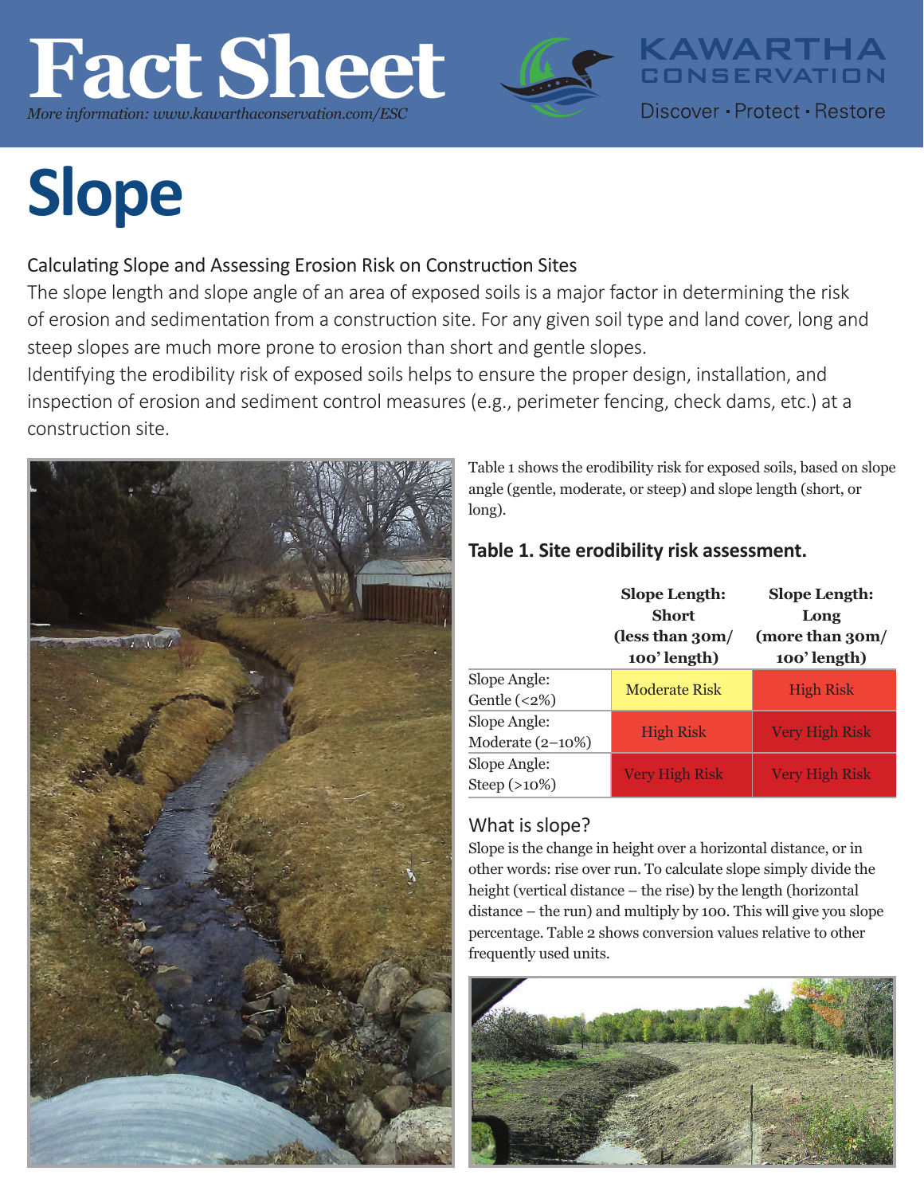# Fact Sheet

*More information: www.kawarthaconservation.com/ESC*

KAWARTHA CONSERVATION

Discover · Protect · Restore

# Slope

## Calculating Slope and Assessing Erosion Risk on Construction Sites

The slope length and slope angle of an area of exposed soils is a major factor in determining the risk of erosion and sedimentation from a construction site. For any given soil type and land cover, long and steep slopes are much more prone to erosion than short and gentle slopes.

Identifying the erodibility risk of exposed soils helps to ensure the proper design, installation, and inspection of erosion and sediment control measures (e.g., perimeter fencing, check dams, etc.) at a construction site.

Table 1 shows the erodibility risk for exposed soils, based on slope angle (gentle, moderate, or steep) and slope length (short, or long).

### Table 1. Site erodibility risk assessment.

| | Slope Length: Short (less than 30m/ 100' length) | Slope Length: Long (more than 30m/ 100' length) |
|---|---|---|
| Slope Angle: Gentle (<2%) | Moderate Risk | High Risk |
| Slope Angle: Moderate (2–10%) | High Risk | Very High Risk |
| Slope Angle: Steep (>10%) | Very High Risk | Very High Risk |

## What is slope?

Slope is the change in height over a horizontal distance, or in other words: rise over run. To calculate slope simply divide the height (vertical distance – the rise) by the length (horizontal distance – the run) and multiply by 100. This will give you slope percentage. Table 2 shows conversion values relative to other frequently used units.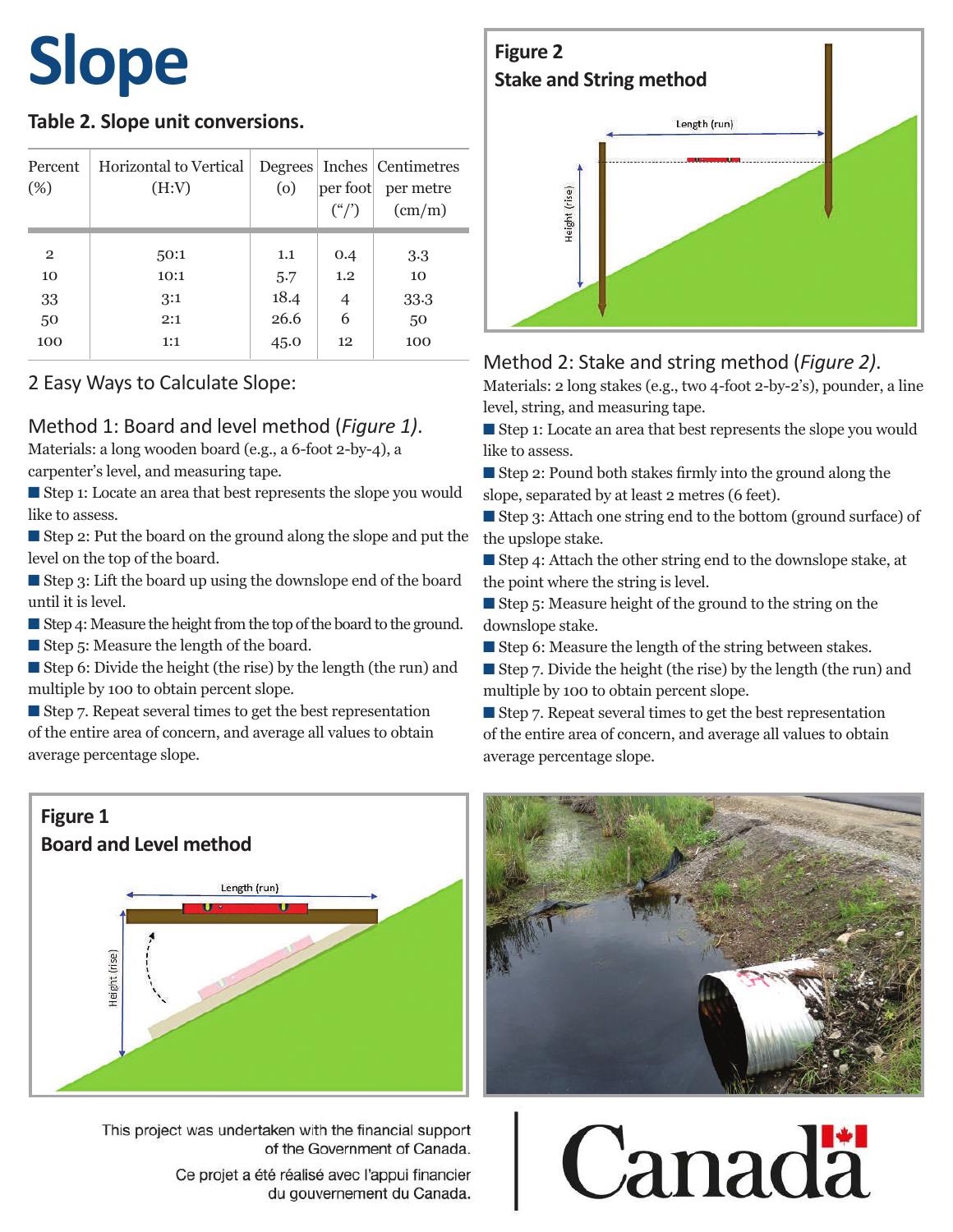# Slope

**Table 2. Slope unit conversions.**

| Percent (%) | Horizontal to Vertical (H:V) | Degrees (o) | Inches per foot ("/') | Centimetres per metre (cm/m) |
|---|---|---|---|---|
| 2 | 50:1 | 1.1 | 0.4 | 3.3 |
| 10 | 10:1 | 5.7 | 1.2 | 10 |
| 33 | 3:1 | 18.4 | 4 | 33.3 |
| 50 | 2:1 | 26.6 | 6 | 50 |
| 100 | 1:1 | 45.0 | 12 | 100 |

## 2 Easy Ways to Calculate Slope:

### Method 1: Board and level method (*Figure 1*).

Materials: a long wooden board (e.g., a 6-foot 2-by-4), a carpenter's level, and measuring tape.

- Step 1: Locate an area that best represents the slope you would like to assess.
- Step 2: Put the board on the ground along the slope and put the level on the top of the board.
- Step 3: Lift the board up using the downslope end of the board until it is level.
- Step 4: Measure the height from the top of the board to the ground.
- Step 5: Measure the length of the board.
- Step 6: Divide the height (the rise) by the length (the run) and multiple by 100 to obtain percent slope.
- Step 7. Repeat several times to get the best representation of the entire area of concern, and average all values to obtain average percentage slope.

**Figure 1**
**Board and Level method**

Length (run)
Height (rise)

### Method 2: Stake and string method (*Figure 2*).

Materials: 2 long stakes (e.g., two 4-foot 2-by-2's), pounder, a line level, string, and measuring tape.

- Step 1: Locate an area that best represents the slope you would like to assess.
- Step 2: Pound both stakes firmly into the ground along the slope, separated by at least 2 metres (6 feet).
- Step 3: Attach one string end to the bottom (ground surface) of the upslope stake.
- Step 4: Attach the other string end to the downslope stake, at the point where the string is level.
- Step 5: Measure height of the ground to the string on the downslope stake.
- Step 6: Measure the length of the string between stakes.
- Step 7. Divide the height (the rise) by the length (the run) and multiple by 100 to obtain percent slope.
- Step 7. Repeat several times to get the best representation of the entire area of concern, and average all values to obtain average percentage slope.

**Figure 2**
**Stake and String method**

Length (run)
Height (rise)

This project was undertaken with the financial support of the Government of Canada.

Ce projet a été réalisé avec l'appui financier du gouvernement du Canada.

Canada